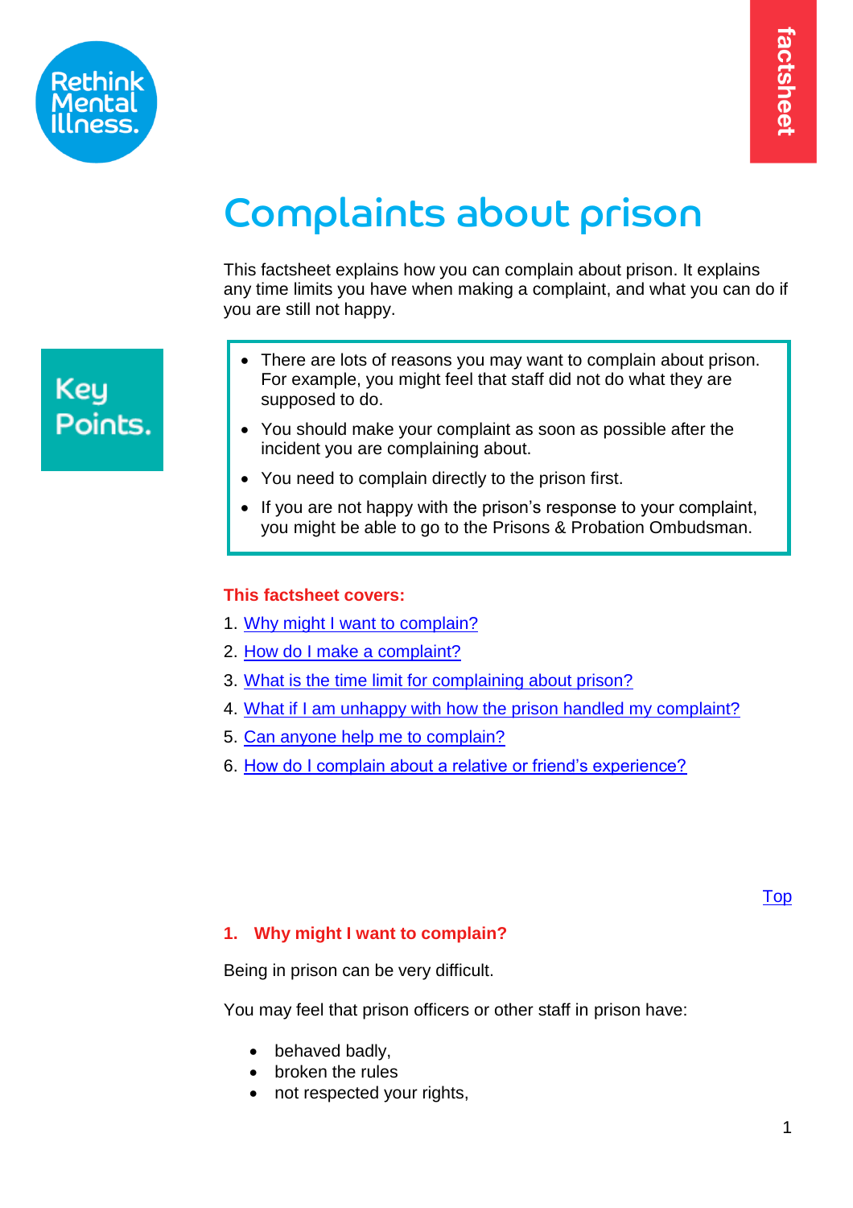Rethink Mental Illness.

factsheet

# Complaints about prison

This factsheet explains how you can complain about prison. It explains any time limits you have when making a complaint, and what you can do if you are still not happy.

**Key Points.**

- There are lots of reasons you may want to complain about prison. For example, you might feel that staff did not do what they are supposed to do.
- You should make your complaint as soon as possible after the incident you are complaining about.
- You need to complain directly to the prison first.
- If you are not happy with the prison's response to your complaint, you might be able to go to the Prisons & Probation Ombudsman.

**This factsheet covers:**

1. Why might I want to complain?
2. How do I make a complaint?
3. What is the time limit for complaining about prison?
4. What if I am unhappy with how the prison handled my complaint?
5. Can anyone help me to complain?
6. How do I complain about a relative or friend's experience?

Top

## 1. Why might I want to complain?

Being in prison can be very difficult.

You may feel that prison officers or other staff in prison have:

- behaved badly,
- broken the rules
- not respected your rights,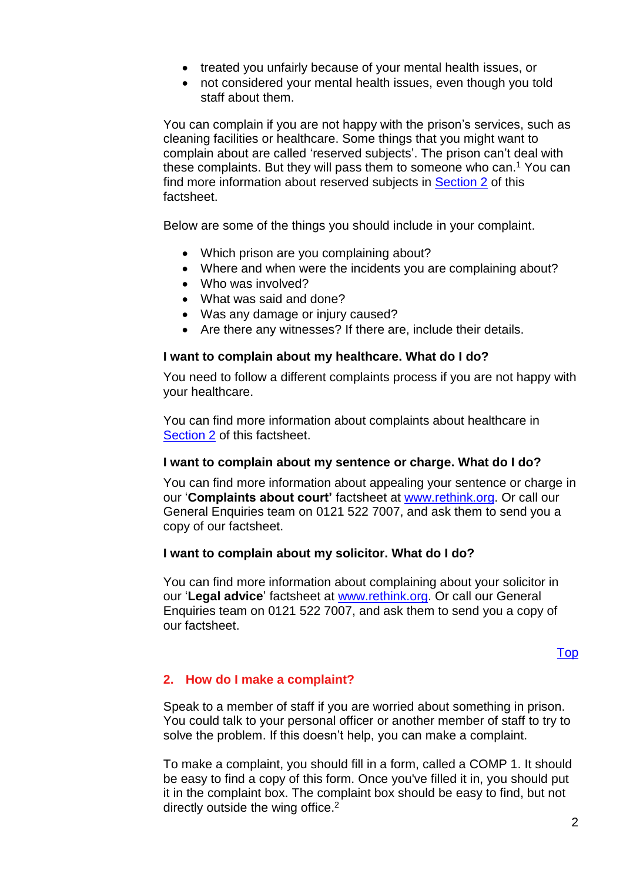- treated you unfairly because of your mental health issues, or
- not considered your mental health issues, even though you told staff about them.

You can complain if you are not happy with the prison's services, such as cleaning facilities or healthcare. Some things that you might want to complain about are called 'reserved subjects'. The prison can't deal with these complaints. But they will pass them to someone who can.[1] You can find more information about reserved subjects in Section 2 of this factsheet.

Below are some of the things you should include in your complaint.

- Which prison are you complaining about?
- Where and when were the incidents you are complaining about?
- Who was involved?
- What was said and done?
- Was any damage or injury caused?
- Are there any witnesses? If there are, include their details.

**I want to complain about my healthcare. What do I do?**

You need to follow a different complaints process if you are not happy with your healthcare.

You can find more information about complaints about healthcare in Section 2 of this factsheet.

**I want to complain about my sentence or charge. What do I do?**

You can find more information about appealing your sentence or charge in our '**Complaints about court'** factsheet at www.rethink.org. Or call our General Enquiries team on 0121 522 7007, and ask them to send you a copy of our factsheet.

**I want to complain about my solicitor. What do I do?**

You can find more information about complaining about your solicitor in our '**Legal advice**' factsheet at www.rethink.org. Or call our General Enquiries team on 0121 522 7007, and ask them to send you a copy of our factsheet.

Top

## 2. How do I make a complaint?

Speak to a member of staff if you are worried about something in prison. You could talk to your personal officer or another member of staff to try to solve the problem. If this doesn't help, you can make a complaint.

To make a complaint, you should fill in a form, called a COMP 1. It should be easy to find a copy of this form. Once you've filled it in, you should put it in the complaint box. The complaint box should be easy to find, but not directly outside the wing office.[2]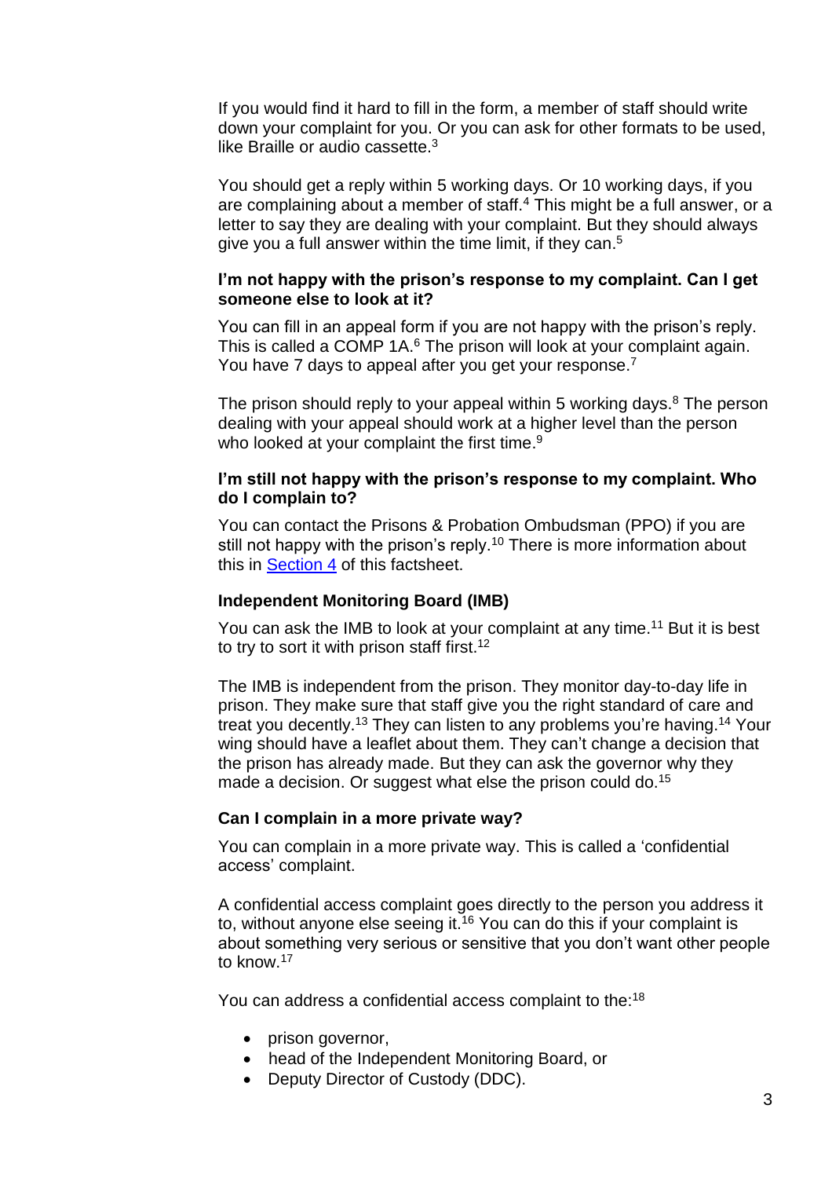If you would find it hard to fill in the form, a member of staff should write down your complaint for you. Or you can ask for other formats to be used, like Braille or audio cassette.[3]

You should get a reply within 5 working days. Or 10 working days, if you are complaining about a member of staff.[4] This might be a full answer, or a letter to say they are dealing with your complaint. But they should always give you a full answer within the time limit, if they can.[5]

**I'm not happy with the prison's response to my complaint. Can I get someone else to look at it?**

You can fill in an appeal form if you are not happy with the prison's reply. This is called a COMP 1A.[6] The prison will look at your complaint again. You have 7 days to appeal after you get your response.[7]

The prison should reply to your appeal within 5 working days.[8] The person dealing with your appeal should work at a higher level than the person who looked at your complaint the first time.[9]

**I'm still not happy with the prison's response to my complaint. Who do I complain to?**

You can contact the Prisons & Probation Ombudsman (PPO) if you are still not happy with the prison's reply.[10] There is more information about this in Section 4 of this factsheet.

**Independent Monitoring Board (IMB)**

You can ask the IMB to look at your complaint at any time.[11] But it is best to try to sort it with prison staff first.[12]

The IMB is independent from the prison. They monitor day-to-day life in prison. They make sure that staff give you the right standard of care and treat you decently.[13] They can listen to any problems you're having.[14] Your wing should have a leaflet about them. They can't change a decision that the prison has already made. But they can ask the governor why they made a decision. Or suggest what else the prison could do.[15]

**Can I complain in a more private way?**

You can complain in a more private way. This is called a 'confidential access' complaint.

A confidential access complaint goes directly to the person you address it to, without anyone else seeing it.[16] You can do this if your complaint is about something very serious or sensitive that you don't want other people to know.[17]

You can address a confidential access complaint to the:[18]

- prison governor,
- head of the Independent Monitoring Board, or
- Deputy Director of Custody (DDC).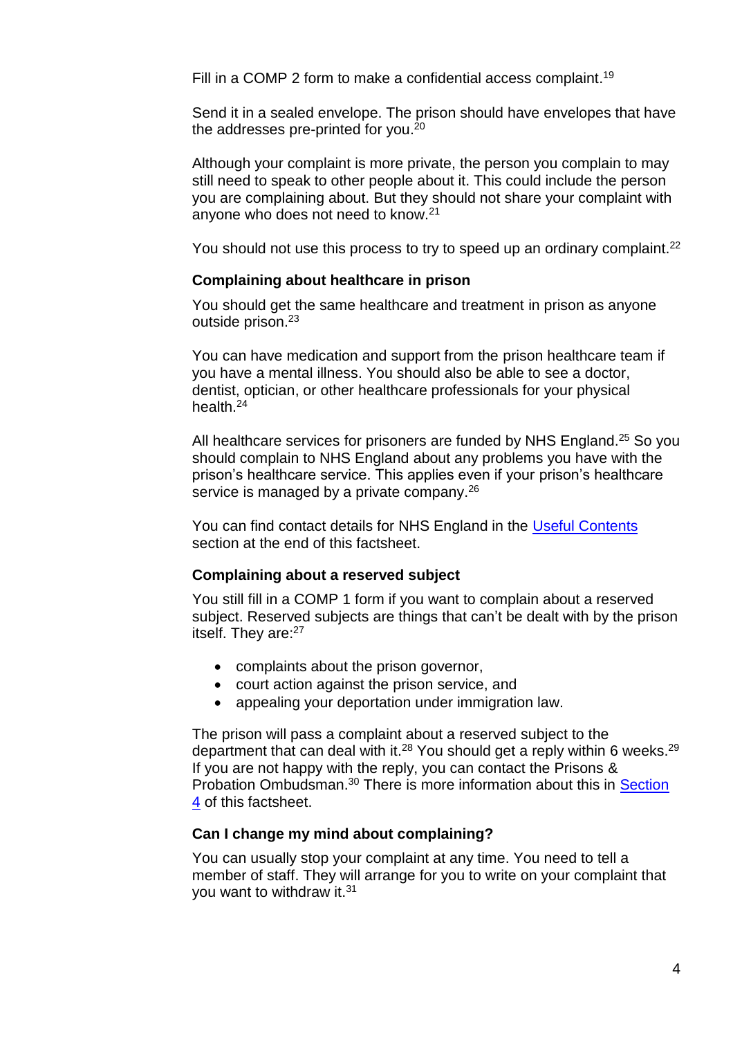Fill in a COMP 2 form to make a confidential access complaint.[19]

Send it in a sealed envelope. The prison should have envelopes that have the addresses pre-printed for you.[20]

Although your complaint is more private, the person you complain to may still need to speak to other people about it. This could include the person you are complaining about. But they should not share your complaint with anyone who does not need to know.[21]

You should not use this process to try to speed up an ordinary complaint.[22]

### Complaining about healthcare in prison

You should get the same healthcare and treatment in prison as anyone outside prison.[23]

You can have medication and support from the prison healthcare team if you have a mental illness. You should also be able to see a doctor, dentist, optician, or other healthcare professionals for your physical health.[24]

All healthcare services for prisoners are funded by NHS England.[25] So you should complain to NHS England about any problems you have with the prison's healthcare service. This applies even if your prison's healthcare service is managed by a private company.[26]

You can find contact details for NHS England in the Useful Contents section at the end of this factsheet.

### Complaining about a reserved subject

You still fill in a COMP 1 form if you want to complain about a reserved subject. Reserved subjects are things that can't be dealt with by the prison itself. They are:[27]

- complaints about the prison governor,
- court action against the prison service, and
- appealing your deportation under immigration law.

The prison will pass a complaint about a reserved subject to the department that can deal with it.[28] You should get a reply within 6 weeks.[29] If you are not happy with the reply, you can contact the Prisons & Probation Ombudsman.[30] There is more information about this in Section 4 of this factsheet.

### Can I change my mind about complaining?

You can usually stop your complaint at any time. You need to tell a member of staff. They will arrange for you to write on your complaint that you want to withdraw it.[31]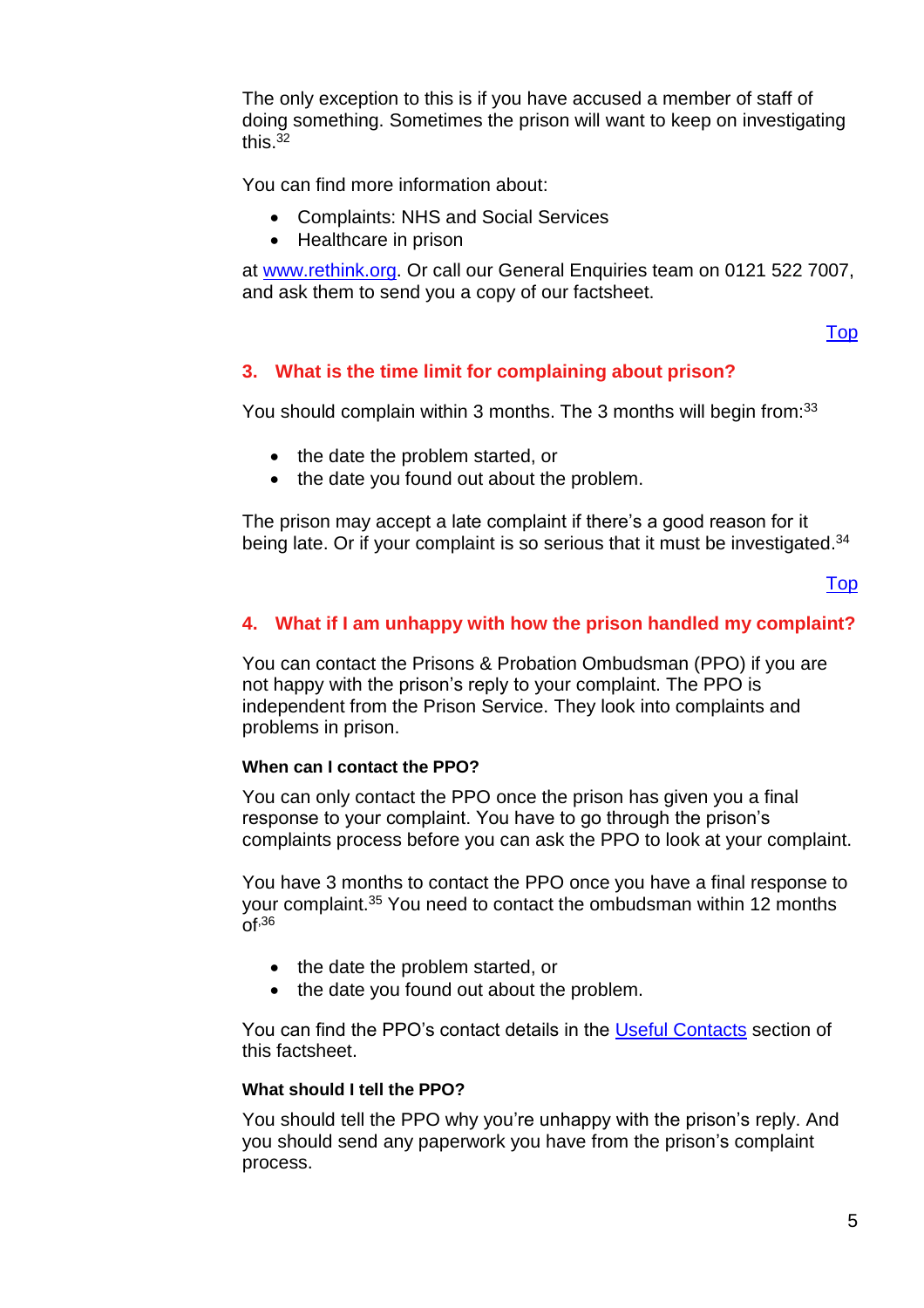The only exception to this is if you have accused a member of staff of doing something. Sometimes the prison will want to keep on investigating this.[32]

You can find more information about:

- Complaints: NHS and Social Services
- Healthcare in prison

at [www.rethink.org](http://www.rethink.org). Or call our General Enquiries team on 0121 522 7007, and ask them to send you a copy of our factsheet.

[Top]()

## 3. What is the time limit for complaining about prison?

You should complain within 3 months. The 3 months will begin from:[33]

- the date the problem started, or
- the date you found out about the problem.

The prison may accept a late complaint if there's a good reason for it being late. Or if your complaint is so serious that it must be investigated.[34]

[Top]()

## 4. What if I am unhappy with how the prison handled my complaint?

You can contact the Prisons & Probation Ombudsman (PPO) if you are not happy with the prison's reply to your complaint. The PPO is independent from the Prison Service. They look into complaints and problems in prison.

#### When can I contact the PPO?

You can only contact the PPO once the prison has given you a final response to your complaint. You have to go through the prison's complaints process before you can ask the PPO to look at your complaint.

You have 3 months to contact the PPO once you have a final response to your complaint.[35] You need to contact the ombudsman within 12 months of:[36]

- the date the problem started, or
- the date you found out about the problem.

You can find the PPO's contact details in the [Useful Contacts]() section of this factsheet.

#### What should I tell the PPO?

You should tell the PPO why you're unhappy with the prison's reply. And you should send any paperwork you have from the prison's complaint process.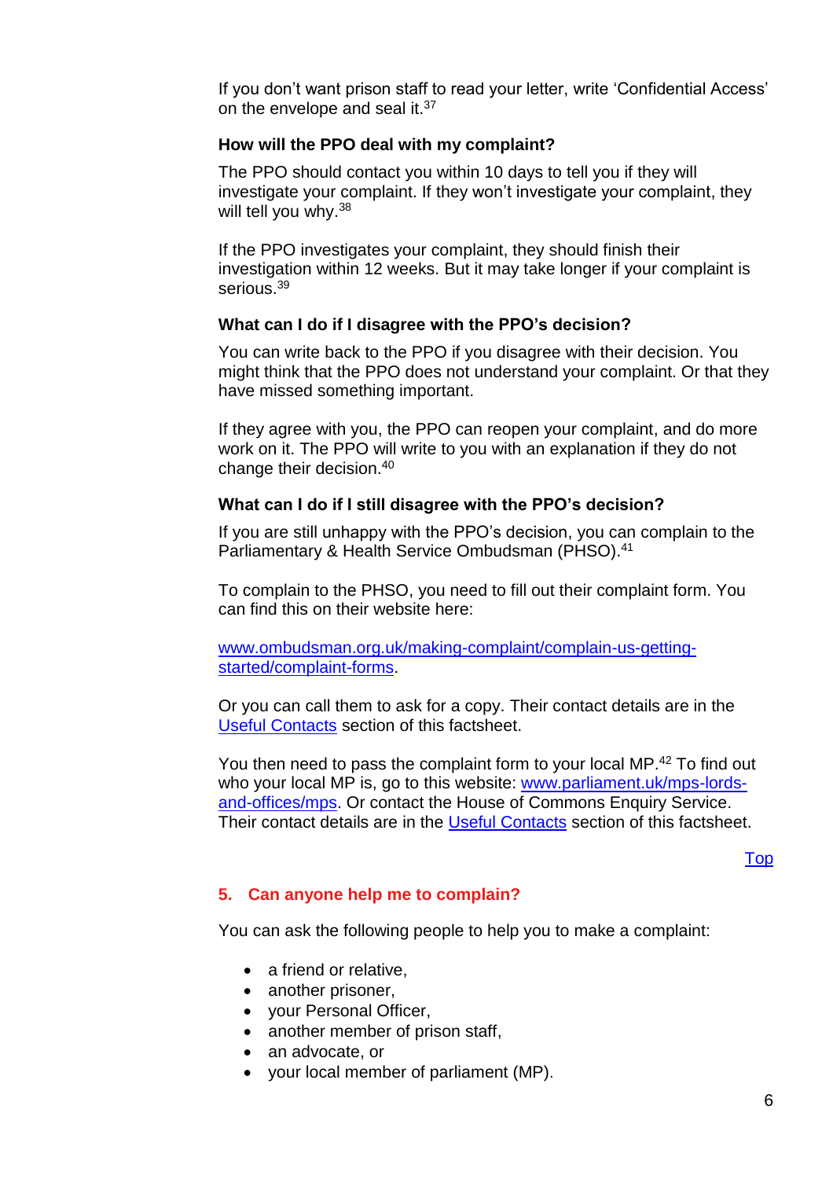If you don't want prison staff to read your letter, write 'Confidential Access' on the envelope and seal it.[37]

### How will the PPO deal with my complaint?

The PPO should contact you within 10 days to tell you if they will investigate your complaint. If they won't investigate your complaint, they will tell you why.[38]

If the PPO investigates your complaint, they should finish their investigation within 12 weeks. But it may take longer if your complaint is serious.[39]

### What can I do if I disagree with the PPO's decision?

You can write back to the PPO if you disagree with their decision. You might think that the PPO does not understand your complaint. Or that they have missed something important.

If they agree with you, the PPO can reopen your complaint, and do more work on it. The PPO will write to you with an explanation if they do not change their decision.[40]

### What can I do if I still disagree with the PPO's decision?

If you are still unhappy with the PPO's decision, you can complain to the Parliamentary & Health Service Ombudsman (PHSO).[41]

To complain to the PHSO, you need to fill out their complaint form. You can find this on their website here:

[www.ombudsman.org.uk/making-complaint/complain-us-getting-started/complaint-forms](www.ombudsman.org.uk/making-complaint/complain-us-getting-started/complaint-forms).

Or you can call them to ask for a copy. Their contact details are in the Useful Contacts section of this factsheet.

You then need to pass the complaint form to your local MP.[42] To find out who your local MP is, go to this website: [www.parliament.uk/mps-lords-and-offices/mps](www.parliament.uk/mps-lords-and-offices/mps). Or contact the House of Commons Enquiry Service. Their contact details are in the Useful Contacts section of this factsheet.

Top

## 5. Can anyone help me to complain?

You can ask the following people to help you to make a complaint:

- a friend or relative,
- another prisoner,
- your Personal Officer,
- another member of prison staff,
- an advocate, or
- your local member of parliament (MP).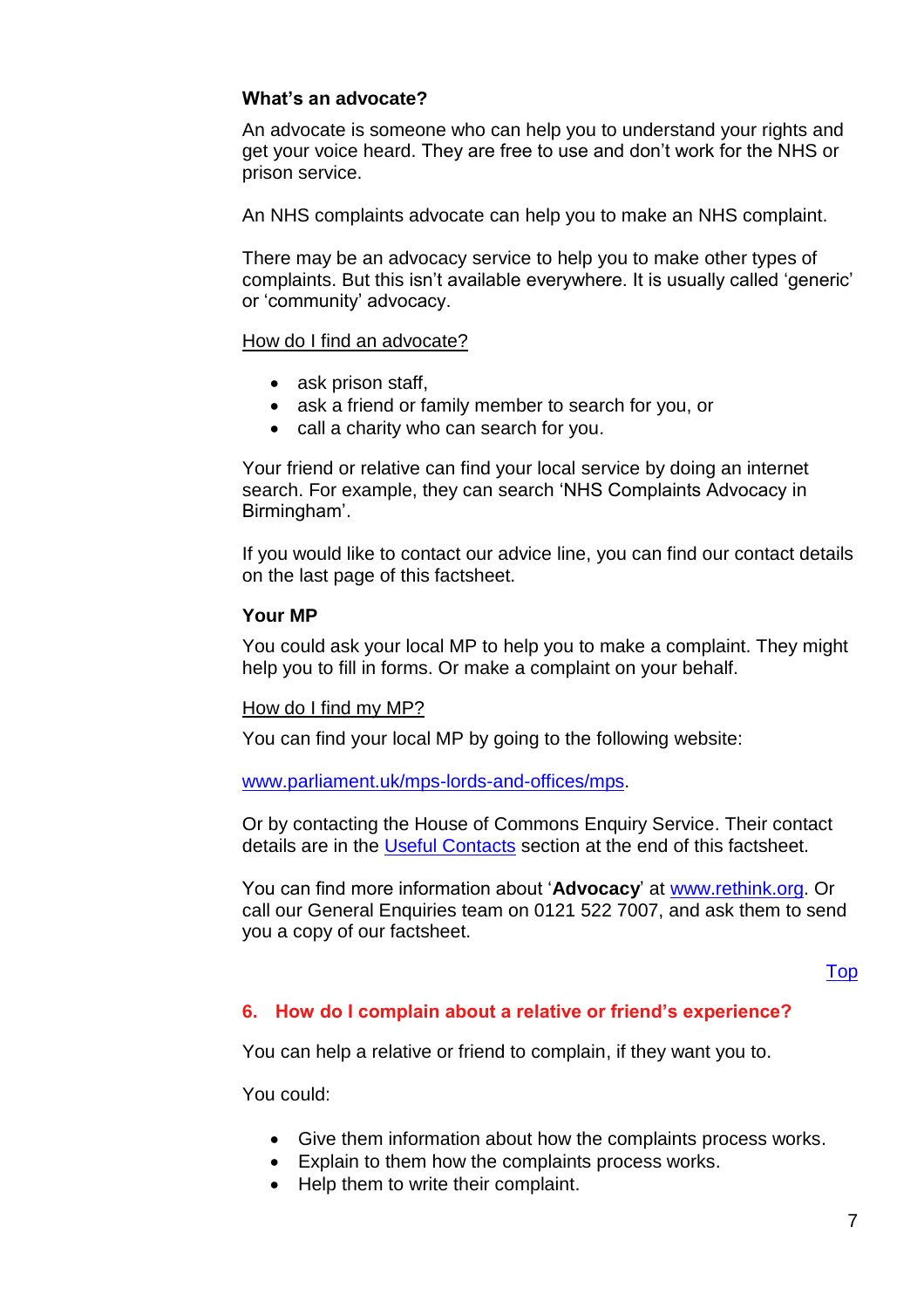### What's an advocate?

An advocate is someone who can help you to understand your rights and get your voice heard. They are free to use and don't work for the NHS or prison service.

An NHS complaints advocate can help you to make an NHS complaint.

There may be an advocacy service to help you to make other types of complaints. But this isn't available everywhere. It is usually called 'generic' or 'community' advocacy.

How do I find an advocate?

- ask prison staff,
- ask a friend or family member to search for you, or
- call a charity who can search for you.

Your friend or relative can find your local service by doing an internet search. For example, they can search 'NHS Complaints Advocacy in Birmingham'.

If you would like to contact our advice line, you can find our contact details on the last page of this factsheet.

### Your MP

You could ask your local MP to help you to make a complaint. They might help you to fill in forms. Or make a complaint on your behalf.

How do I find my MP?

You can find your local MP by going to the following website:

www.parliament.uk/mps-lords-and-offices/mps.

Or by contacting the House of Commons Enquiry Service. Their contact details are in the Useful Contacts section at the end of this factsheet.

You can find more information about '**Advocacy**' at www.rethink.org. Or call our General Enquiries team on 0121 522 7007, and ask them to send you a copy of our factsheet.

Top

## 6. How do I complain about a relative or friend's experience?

You can help a relative or friend to complain, if they want you to.

You could:

- Give them information about how the complaints process works.
- Explain to them how the complaints process works.
- Help them to write their complaint.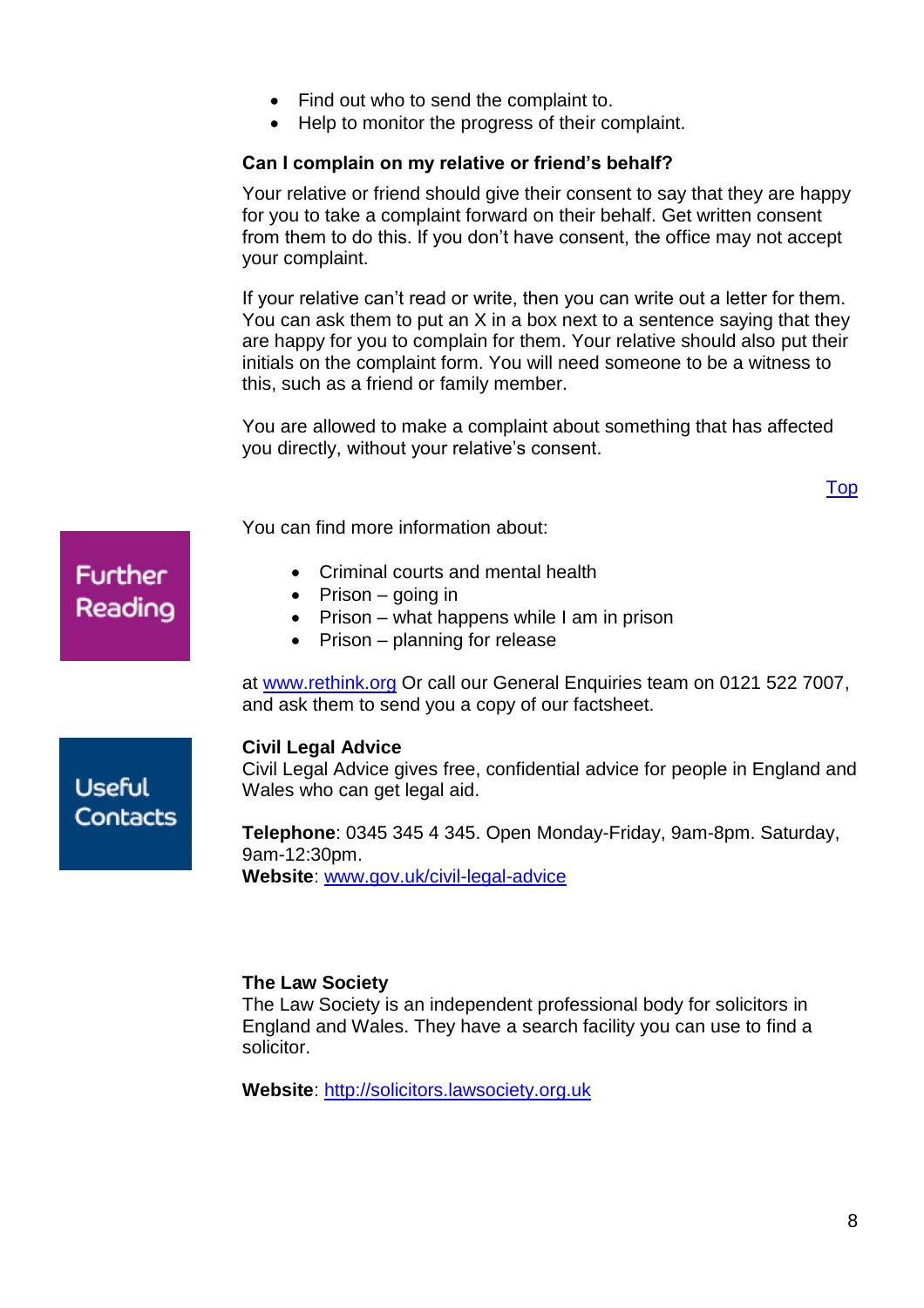- Find out who to send the complaint to.
- Help to monitor the progress of their complaint.

**Can I complain on my relative or friend's behalf?**

Your relative or friend should give their consent to say that they are happy for you to take a complaint forward on their behalf. Get written consent from them to do this. If you don't have consent, the office may not accept your complaint.

If your relative can't read or write, then you can write out a letter for them. You can ask them to put an X in a box next to a sentence saying that they are happy for you to complain for them. Your relative should also put their initials on the complaint form. You will need someone to be a witness to this, such as a friend or family member.

You are allowed to make a complaint about something that has affected you directly, without your relative's consent.

[Top](#)

## Further Reading

You can find more information about:

- Criminal courts and mental health
- Prison – going in
- Prison – what happens while I am in prison
- Prison – planning for release

at [www.rethink.org](http://www.rethink.org) Or call our General Enquiries team on 0121 522 7007, and ask them to send you a copy of our factsheet.

## Useful Contacts

**Civil Legal Advice**
Civil Legal Advice gives free, confidential advice for people in England and Wales who can get legal aid.

**Telephone**: 0345 345 4 345. Open Monday-Friday, 9am-8pm. Saturday, 9am-12:30pm.
**Website**: [www.gov.uk/civil-legal-advice](http://www.gov.uk/civil-legal-advice)

**The Law Society**
The Law Society is an independent professional body for solicitors in England and Wales. They have a search facility you can use to find a solicitor.

**Website**: [http://solicitors.lawsociety.org.uk](http://solicitors.lawsociety.org.uk)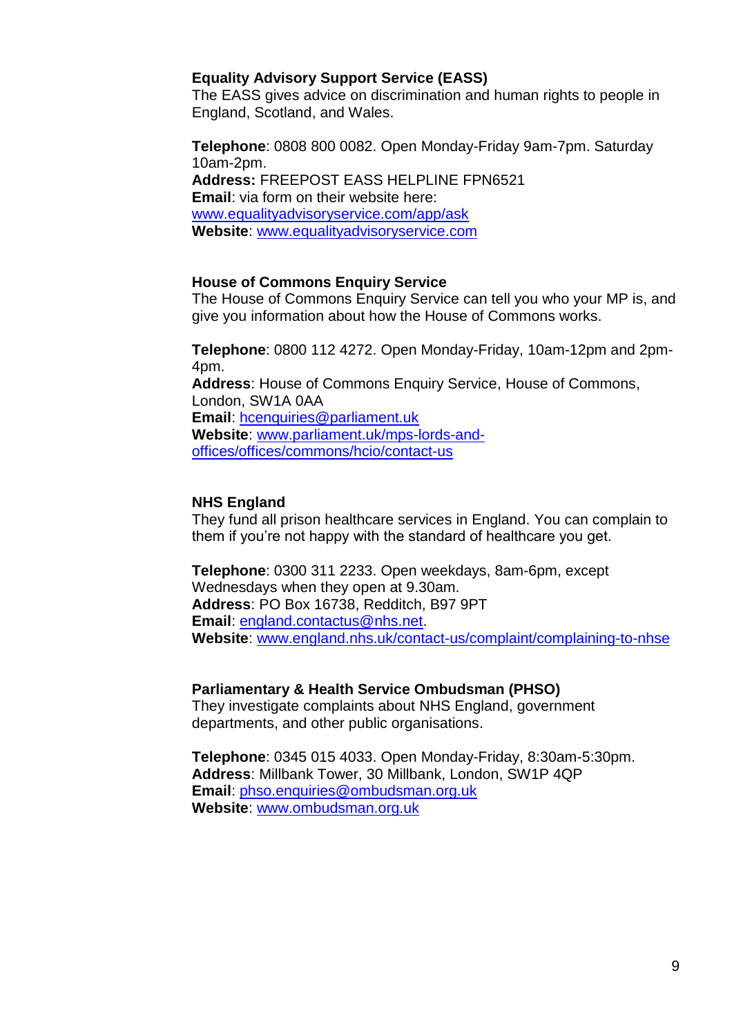### Equality Advisory Support Service (EASS)

The EASS gives advice on discrimination and human rights to people in England, Scotland, and Wales.

**Telephone**: 0808 800 0082. Open Monday-Friday 9am-7pm. Saturday 10am-2pm.
**Address:** FREEPOST EASS HELPLINE FPN6521
**Email**: via form on their website here: www.equalityadvisoryservice.com/app/ask
**Website**: www.equalityadvisoryservice.com

### House of Commons Enquiry Service

The House of Commons Enquiry Service can tell you who your MP is, and give you information about how the House of Commons works.

**Telephone**: 0800 112 4272. Open Monday-Friday, 10am-12pm and 2pm-4pm.
**Address**: House of Commons Enquiry Service, House of Commons, London, SW1A 0AA
**Email**: hcenquiries@parliament.uk
**Website**: www.parliament.uk/mps-lords-and-offices/offices/commons/hcio/contact-us

### NHS England

They fund all prison healthcare services in England. You can complain to them if you're not happy with the standard of healthcare you get.

**Telephone**: 0300 311 2233. Open weekdays, 8am-6pm, except Wednesdays when they open at 9.30am.
**Address**: PO Box 16738, Redditch, B97 9PT
**Email**: england.contactus@nhs.net.
**Website**: www.england.nhs.uk/contact-us/complaint/complaining-to-nhse

### Parliamentary & Health Service Ombudsman (PHSO)

They investigate complaints about NHS England, government departments, and other public organisations.

**Telephone**: 0345 015 4033. Open Monday-Friday, 8:30am-5:30pm.
**Address**: Millbank Tower, 30 Millbank, London, SW1P 4QP
**Email**: phso.enquiries@ombudsman.org.uk
**Website**: www.ombudsman.org.uk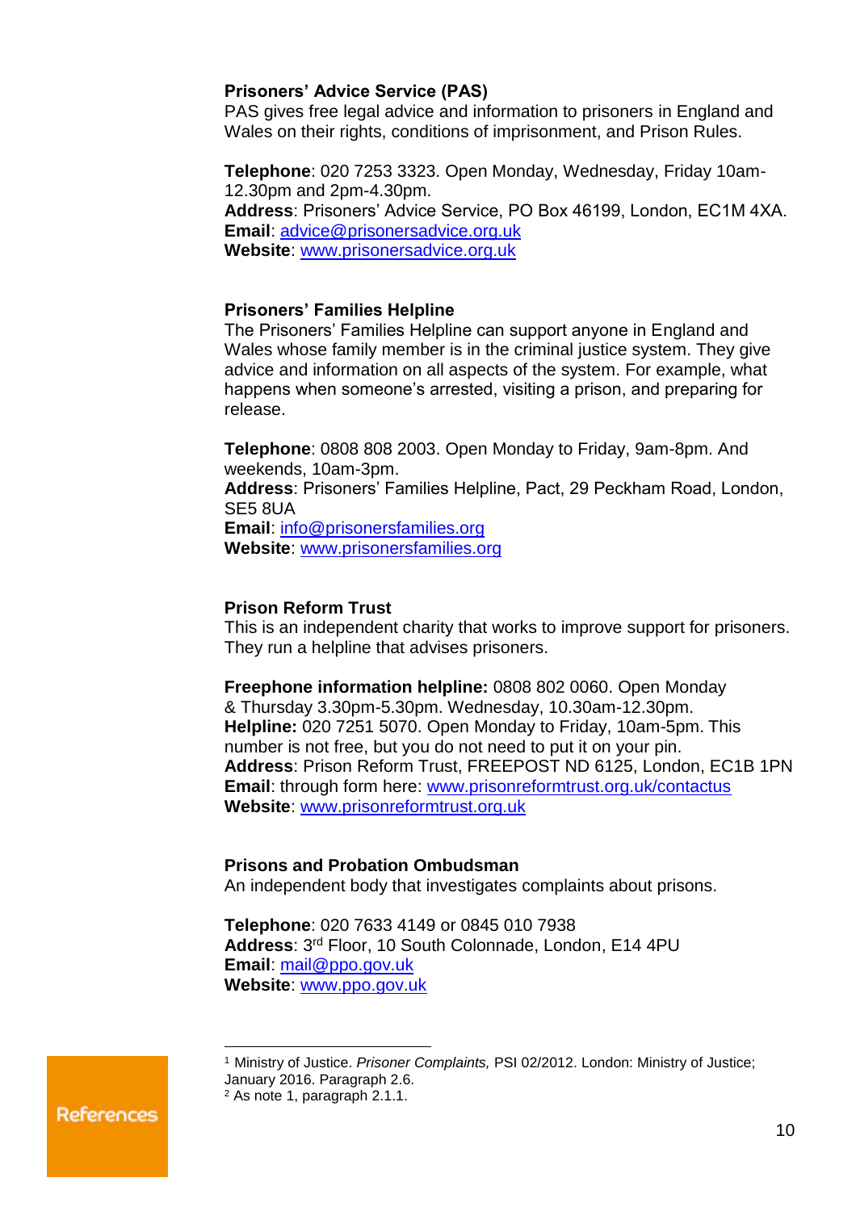**Prisoners' Advice Service (PAS)**
PAS gives free legal advice and information to prisoners in England and Wales on their rights, conditions of imprisonment, and Prison Rules.

**Telephone**: 020 7253 3323. Open Monday, Wednesday, Friday 10am-12.30pm and 2pm-4.30pm.
**Address**: Prisoners' Advice Service, PO Box 46199, London, EC1M 4XA.
**Email**: advice@prisonersadvice.org.uk
**Website**: www.prisonersadvice.org.uk

**Prisoners' Families Helpline**
The Prisoners' Families Helpline can support anyone in England and Wales whose family member is in the criminal justice system. They give advice and information on all aspects of the system. For example, what happens when someone's arrested, visiting a prison, and preparing for release.

**Telephone**: 0808 808 2003. Open Monday to Friday, 9am-8pm. And weekends, 10am-3pm.
**Address**: Prisoners' Families Helpline, Pact, 29 Peckham Road, London, SE5 8UA
**Email**: info@prisonersfamilies.org
**Website**: www.prisonersfamilies.org

**Prison Reform Trust**
This is an independent charity that works to improve support for prisoners. They run a helpline that advises prisoners.

**Freephone information helpline:** 0808 802 0060. Open Monday & Thursday 3.30pm-5.30pm. Wednesday, 10.30am-12.30pm.
**Helpline:** 020 7251 5070. Open Monday to Friday, 10am-5pm. This number is not free, but you do not need to put it on your pin.
**Address**: Prison Reform Trust, FREEPOST ND 6125, London, EC1B 1PN
**Email**: through form here: www.prisonreformtrust.org.uk/contactus
**Website**: www.prisonreformtrust.org.uk

**Prisons and Probation Ombudsman**
An independent body that investigates complaints about prisons.

**Telephone**: 020 7633 4149 or 0845 010 7938
**Address**: 3rd Floor, 10 South Colonnade, London, E14 4PU
**Email**: mail@ppo.gov.uk
**Website**: www.ppo.gov.uk

---

[1] Ministry of Justice. *Prisoner Complaints,* PSI 02/2012. London: Ministry of Justice; January 2016. Paragraph 2.6.
[2] As note 1, paragraph 2.1.1.

References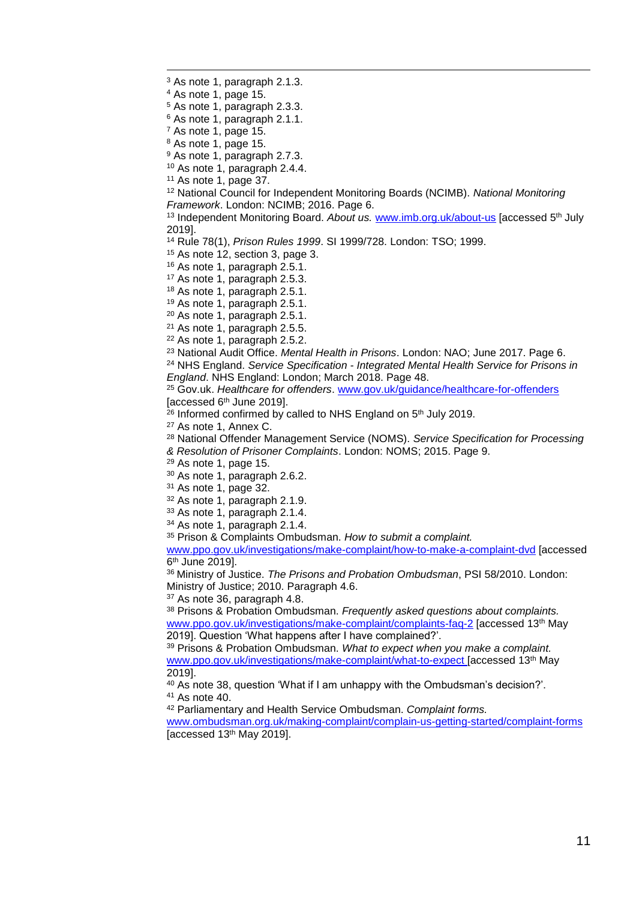[3] As note 1, paragraph 2.1.3.
[4] As note 1, page 15.
[5] As note 1, paragraph 2.3.3.
[6] As note 1, paragraph 2.1.1.
[7] As note 1, page 15.
[8] As note 1, page 15.
[9] As note 1, paragraph 2.7.3.
[10] As note 1, paragraph 2.4.4.
[11] As note 1, page 37.
[12] National Council for Independent Monitoring Boards (NCIMB). *National Monitoring Framework*. London: NCIMB; 2016. Page 6.
[13] Independent Monitoring Board. *About us.* www.imb.org.uk/about-us [accessed 5th July 2019].
[14] Rule 78(1), *Prison Rules 1999*. SI 1999/728. London: TSO; 1999.
[15] As note 12, section 3, page 3.
[16] As note 1, paragraph 2.5.1.
[17] As note 1, paragraph 2.5.3.
[18] As note 1, paragraph 2.5.1.
[19] As note 1, paragraph 2.5.1.
[20] As note 1, paragraph 2.5.1.
[21] As note 1, paragraph 2.5.5.
[22] As note 1, paragraph 2.5.2.
[23] National Audit Office. *Mental Health in Prisons*. London: NAO; June 2017. Page 6.
[24] NHS England. *Service Specification - Integrated Mental Health Service for Prisons in England*. NHS England: London; March 2018. Page 48.
[25] Gov.uk. *Healthcare for offenders*. www.gov.uk/guidance/healthcare-for-offenders [accessed 6th June 2019].
[26] Informed confirmed by called to NHS England on 5th July 2019.
[27] As note 1, Annex C.
[28] National Offender Management Service (NOMS). *Service Specification for Processing & Resolution of Prisoner Complaints*. London: NOMS; 2015. Page 9.
[29] As note 1, page 15.
[30] As note 1, paragraph 2.6.2.
[31] As note 1, page 32.
[32] As note 1, paragraph 2.1.9.
[33] As note 1, paragraph 2.1.4.
[34] As note 1, paragraph 2.1.4.
[35] Prison & Complaints Ombudsman. *How to submit a complaint.* www.ppo.gov.uk/investigations/make-complaint/how-to-make-a-complaint-dvd [accessed 6th June 2019].
[36] Ministry of Justice. *The Prisons and Probation Ombudsman*, PSI 58/2010. London: Ministry of Justice; 2010. Paragraph 4.6.
[37] As note 36, paragraph 4.8.
[38] Prisons & Probation Ombudsman. *Frequently asked questions about complaints.* www.ppo.gov.uk/investigations/make-complaint/complaints-faq-2 [accessed 13th May 2019]. Question 'What happens after I have complained?'.
[39] Prisons & Probation Ombudsman. *What to expect when you make a complaint.* www.ppo.gov.uk/investigations/make-complaint/what-to-expect [accessed 13th May 2019].
[40] As note 38, question 'What if I am unhappy with the Ombudsman's decision?'.
[41] As note 40.
[42] Parliamentary and Health Service Ombudsman. *Complaint forms.* www.ombudsman.org.uk/making-complaint/complain-us-getting-started/complaint-forms [accessed 13th May 2019].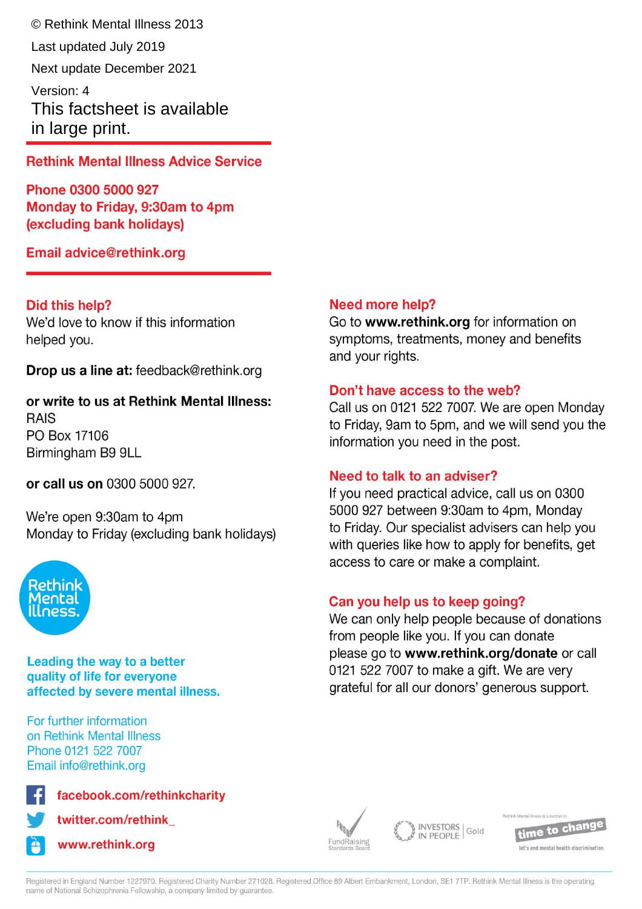© Rethink Mental Illness 2013

Last updated July 2019

Next update December 2021

Version: 4

This factsheet is available in large print.

**Rethink Mental Illness Advice Service**

**Phone 0300 5000 927**
**Monday to Friday, 9:30am to 4pm**
**(excluding bank holidays)**

**Email advice@rethink.org**

## Did this help?

We'd love to know if this information helped you.

**Drop us a line at:** feedback@rethink.org

**or write to us at Rethink Mental Illness:**
RAIS
PO Box 17106
Birmingham B9 9LL

**or call us on** 0300 5000 927.

We're open 9:30am to 4pm
Monday to Friday (excluding bank holidays)

Rethink Mental Illness.

**Leading the way to a better quality of life for everyone affected by severe mental illness.**

For further information on Rethink Mental Illness
Phone 0121 522 7007
Email info@rethink.org

facebook.com/rethinkcharity

twitter.com/rethink_

www.rethink.org

## Need more help?

Go to **www.rethink.org** for information on symptoms, treatments, money and benefits and your rights.

## Don't have access to the web?

Call us on 0121 522 7007. We are open Monday to Friday, 9am to 5pm, and we will send you the information you need in the post.

## Need to talk to an adviser?

If you need practical advice, call us on 0300 5000 927 between 9:30am to 4pm, Monday to Friday. Our specialist advisers can help you with queries like how to apply for benefits, get access to care or make a complaint.

## Can you help us to keep going?

We can only help people because of donations from people like you. If you can donate please go to **www.rethink.org/donate** or call 0121 522 7007 to make a gift. We are very grateful for all our donors' generous support.

FundRaising Standards Board

INVESTORS IN PEOPLE | Gold

Rethink Mental Illness is a partner in: time to change — let's end mental health discrimination

Registered in England Number 1227970. Registered Charity Number 271028. Registered Office 89 Albert Embankment, London, SE1 7TP. Rethink Mental Illness is the operating name of National Schizophrenia Fellowship, a company limited by guarantee.